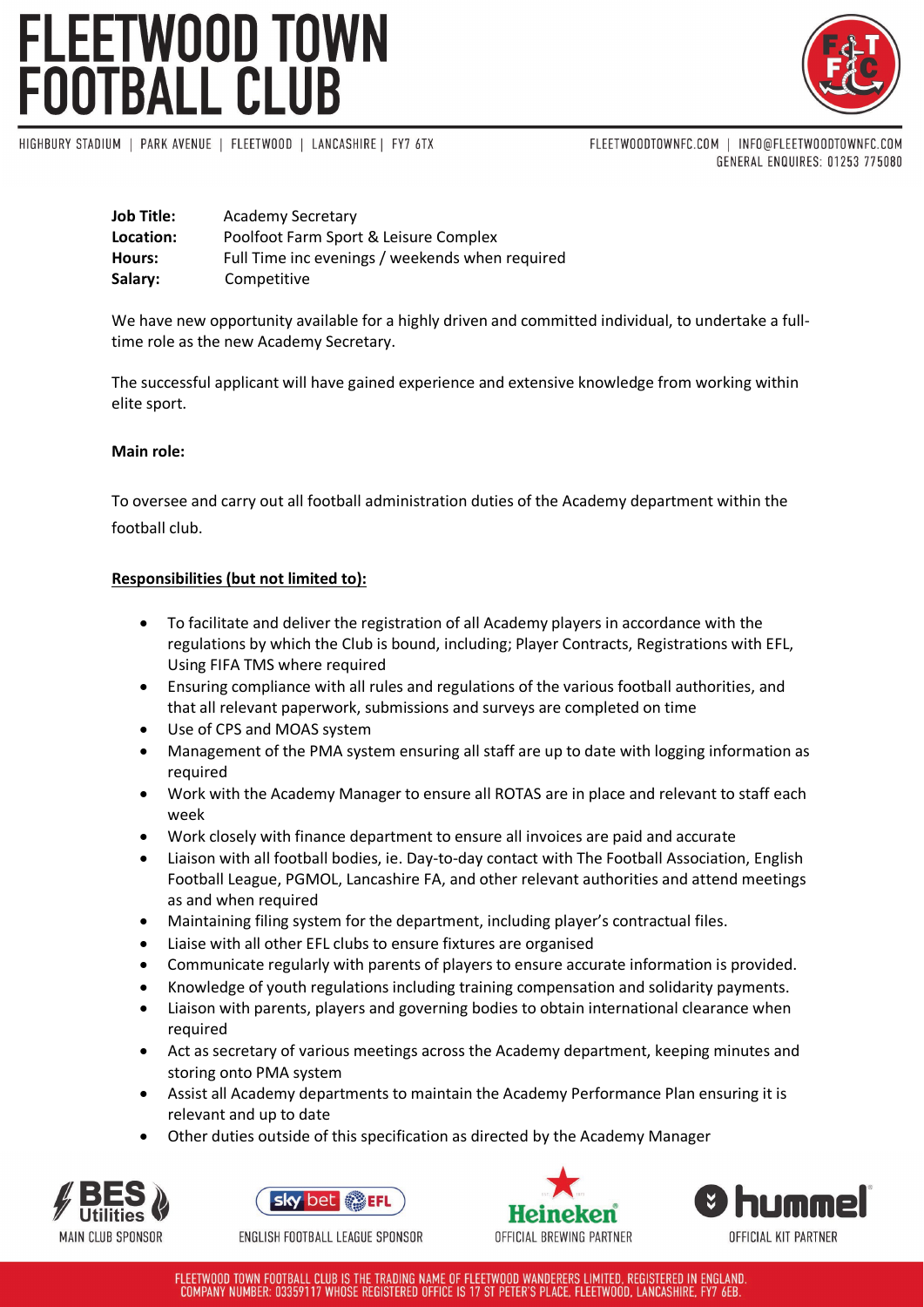# FLEETWOOD TOWN FOOTBALL CLUB

HIGHBURY STADIUM | PARK AVENUE | FLEETWOOD | LANCASHIRE | FY7 6TX

FLEETWOODTOWNFC.COM | INFO@FLEETWOODTOWNFC.COM
GENERAL ENQUIRIES: 01253 775080

**Job Title:** Academy Secretary
**Location:** Poolfoot Farm Sport & Leisure Complex
**Hours:** Full Time inc evenings / weekends when required
**Salary:** Competitive

We have new opportunity available for a highly driven and committed individual, to undertake a full-time role as the new Academy Secretary.

The successful applicant will have gained experience and extensive knowledge from working within elite sport.

**Main role:**

To oversee and carry out all football administration duties of the Academy department within the football club.

**Responsibilities (but not limited to):**

- To facilitate and deliver the registration of all Academy players in accordance with the regulations by which the Club is bound, including; Player Contracts, Registrations with EFL, Using FIFA TMS where required
- Ensuring compliance with all rules and regulations of the various football authorities, and that all relevant paperwork, submissions and surveys are completed on time
- Use of CPS and MOAS system
- Management of the PMA system ensuring all staff are up to date with logging information as required
- Work with the Academy Manager to ensure all ROTAS are in place and relevant to staff each week
- Work closely with finance department to ensure all invoices are paid and accurate
- Liaison with all football bodies, ie. Day-to-day contact with The Football Association, English Football League, PGMOL, Lancashire FA, and other relevant authorities and attend meetings as and when required
- Maintaining filing system for the department, including player's contractual files.
- Liaise with all other EFL clubs to ensure fixtures are organised
- Communicate regularly with parents of players to ensure accurate information is provided.
- Knowledge of youth regulations including training compensation and solidarity payments.
- Liaison with parents, players and governing bodies to obtain international clearance when required
- Act as secretary of various meetings across the Academy department, keeping minutes and storing onto PMA system
- Assist all Academy departments to maintain the Academy Performance Plan ensuring it is relevant and up to date
- Other duties outside of this specification as directed by the Academy Manager

MAIN CLUB SPONSOR | ENGLISH FOOTBALL LEAGUE SPONSOR | OFFICIAL BREWING PARTNER | OFFICIAL KIT PARTNER

FLEETWOOD TOWN FOOTBALL CLUB IS THE TRADING NAME OF FLEETWOOD WANDERERS LIMITED, REGISTERED IN ENGLAND. COMPANY NUMBER: 03359117 WHOSE REGISTERED OFFICE IS 17 ST PETER'S PLACE, FLEETWOOD, LANCASHIRE, FY7 6EB.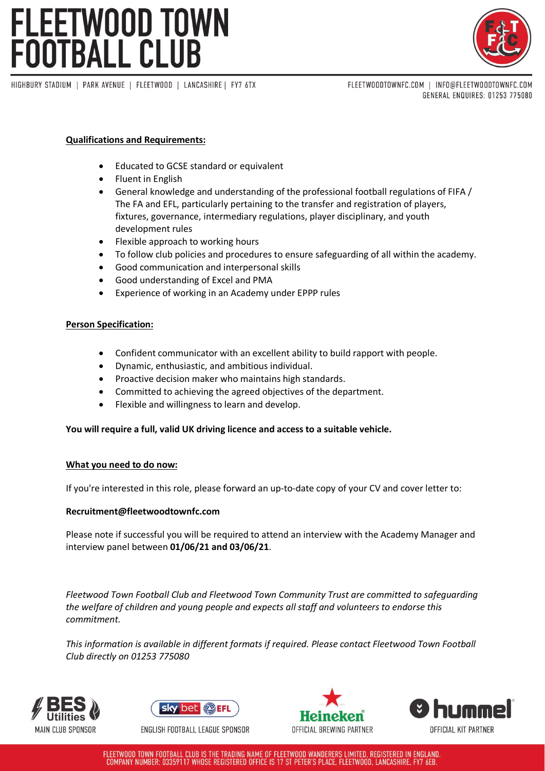**Qualifications and Requirements:**

- Educated to GCSE standard or equivalent
- Fluent in English
- General knowledge and understanding of the professional football regulations of FIFA / The FA and EFL, particularly pertaining to the transfer and registration of players, fixtures, governance, intermediary regulations, player disciplinary, and youth development rules
- Flexible approach to working hours
- To follow club policies and procedures to ensure safeguarding of all within the academy.
- Good communication and interpersonal skills
- Good understanding of Excel and PMA
- Experience of working in an Academy under EPPP rules

**Person Specification:**

- Confident communicator with an excellent ability to build rapport with people.
- Dynamic, enthusiastic, and ambitious individual.
- Proactive decision maker who maintains high standards.
- Committed to achieving the agreed objectives of the department.
- Flexible and willingness to learn and develop.

**You will require a full, valid UK driving licence and access to a suitable vehicle.**

**What you need to do now:**

If you're interested in this role, please forward an up-to-date copy of your CV and cover letter to:

**Recruitment@fleetwoodtownfc.com**

Please note if successful you will be required to attend an interview with the Academy Manager and interview panel between **01/06/21 and 03/06/21**.

*Fleetwood Town Football Club and Fleetwood Town Community Trust are committed to safeguarding the welfare of children and young people and expects all staff and volunteers to endorse this commitment.*

*This information is available in different formats if required. Please contact Fleetwood Town Football Club directly on 01253 775080*

MAIN CLUB SPONSOR

ENGLISH FOOTBALL LEAGUE SPONSOR

OFFICIAL BREWING PARTNER

OFFICIAL KIT PARTNER